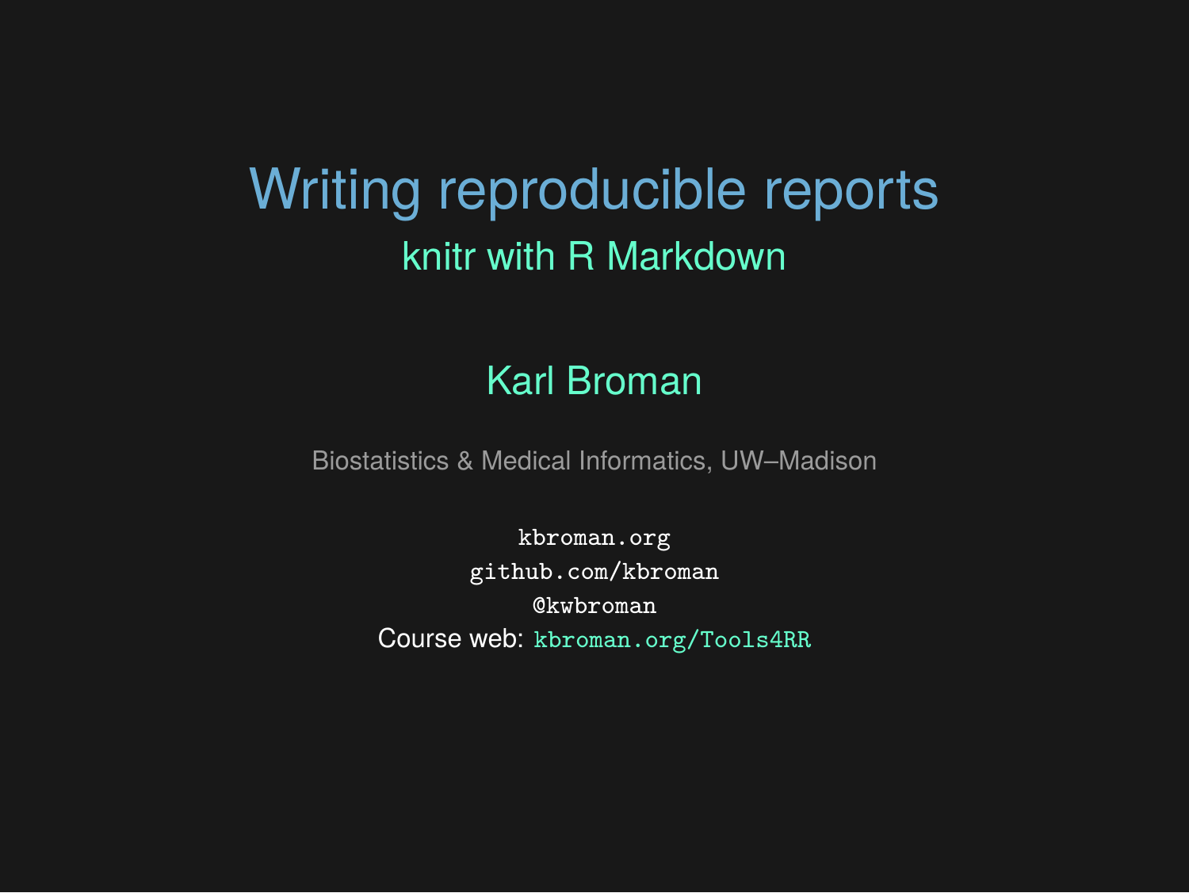# Writing reproducible reports

## knitr with R Markdown

Karl Broman

Biostatistics & Medical Informatics, UW–Madison

`kbroman.org`
`github.com/kbroman`
`@kwbroman`
Course web: `kbroman.org/Tools4RR`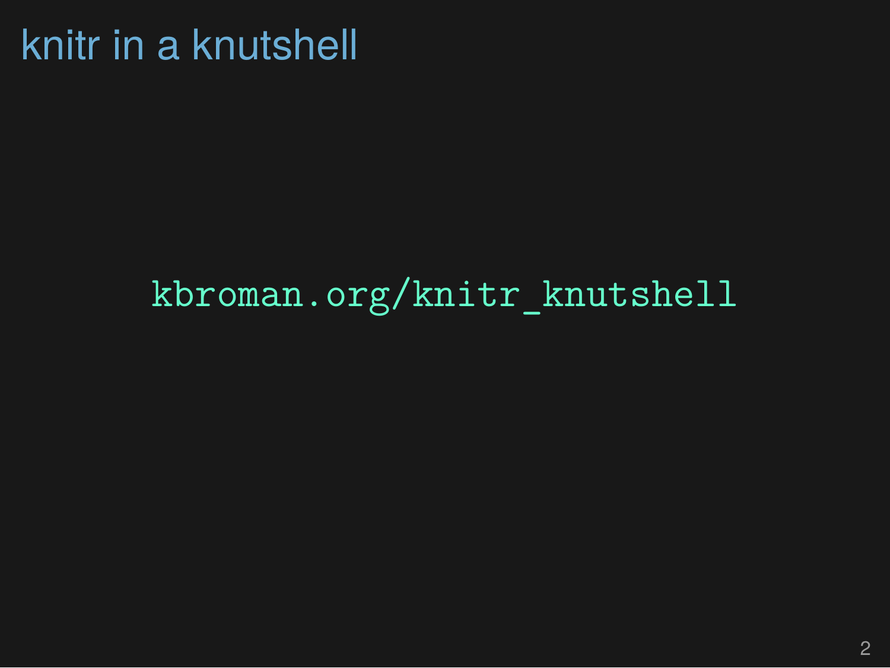# knitr in a knutshell

`kbroman.org/knitr_knutshell`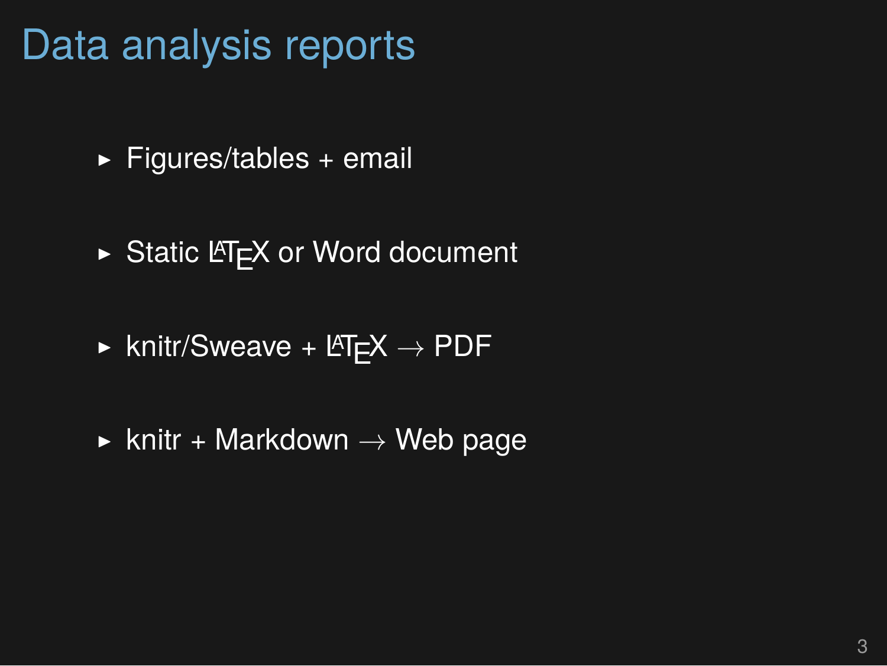# Data analysis reports

- Figures/tables + email
- Static LaTeX or Word document
- knitr/Sweave + LaTeX → PDF
- knitr + Markdown → Web page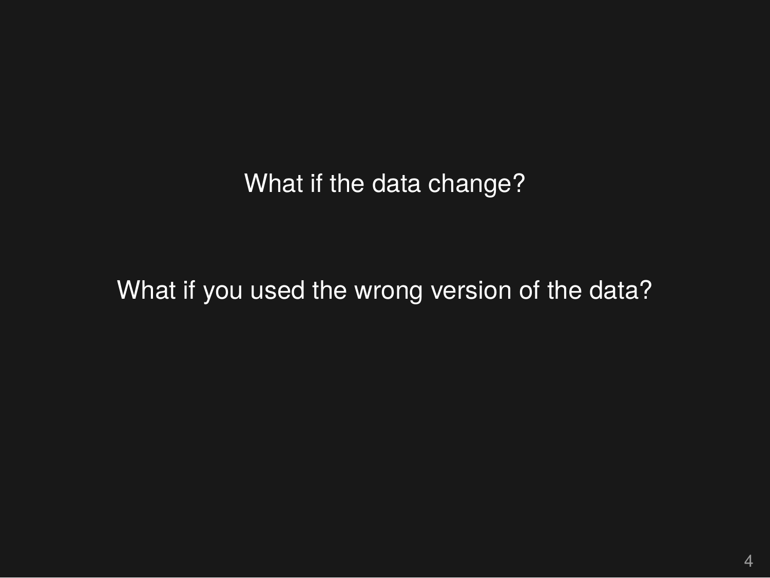What if the data change?

What if you used the wrong version of the data?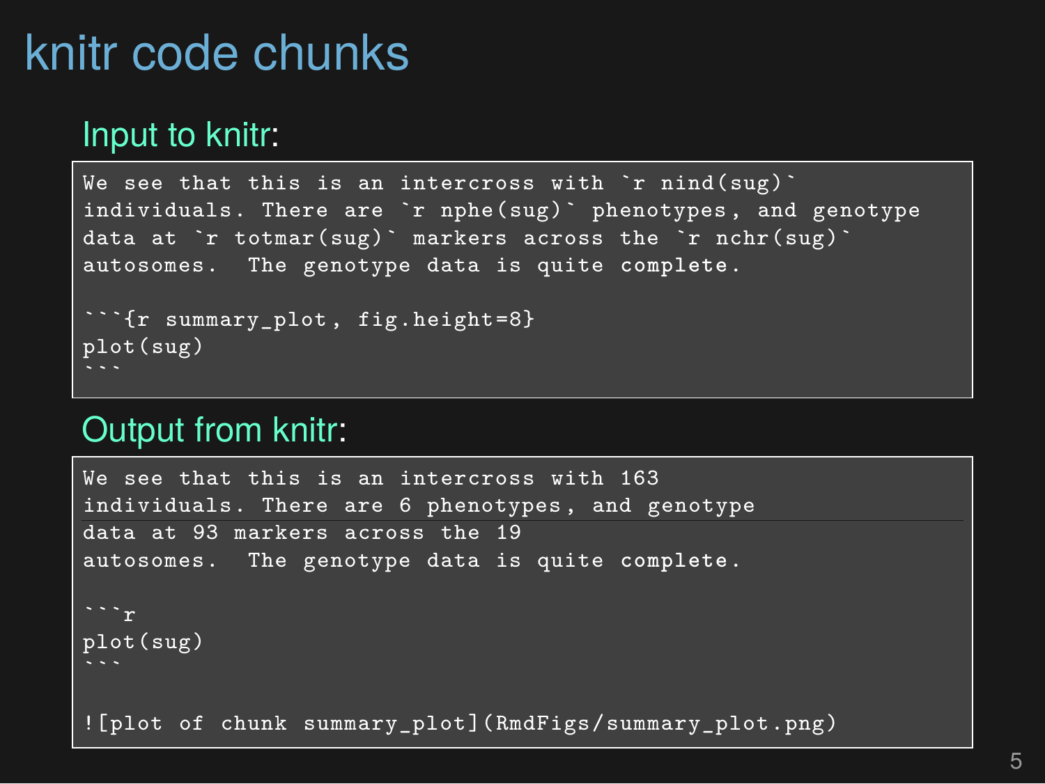# knitr code chunks

## Input to knitr:

````
We see that this is an intercross with `r nind(sug)`
individuals. There are `r nphe(sug)` phenotypes, and genotype
data at `r totmar(sug)` markers across the `r nchr(sug)`
autosomes.  The genotype data is quite complete.

```{r summary_plot, fig.height=8}
plot(sug)
```
````

## Output from knitr:

````
We see that this is an intercross with 163
individuals. There are 6 phenotypes, and genotype
data at 93 markers across the 19
autosomes.  The genotype data is quite complete.

```r
plot(sug)
```

![plot of chunk summary_plot](RmdFigs/summary_plot.png)
````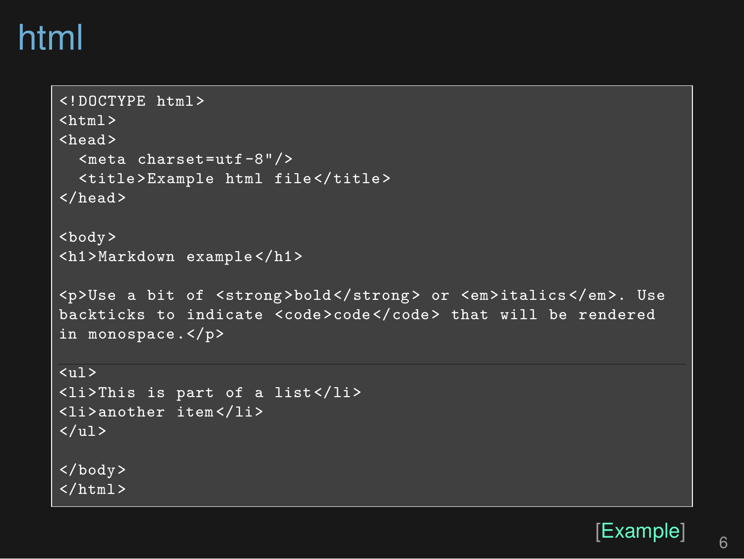# html

```
<!DOCTYPE html>
<html>
<head>
  <meta charset=utf-8"/>
  <title>Example html file</title>
</head>

<body>
<h1>Markdown example</h1>

<p>Use a bit of <strong>bold</strong> or <em>italics</em>. Use
backticks to indicate <code>code</code> that will be rendered
in monospace.</p>

<ul>
<li>This is part of a list</li>
<li>another item</li>
</ul>

</body>
</html>
```

[Example]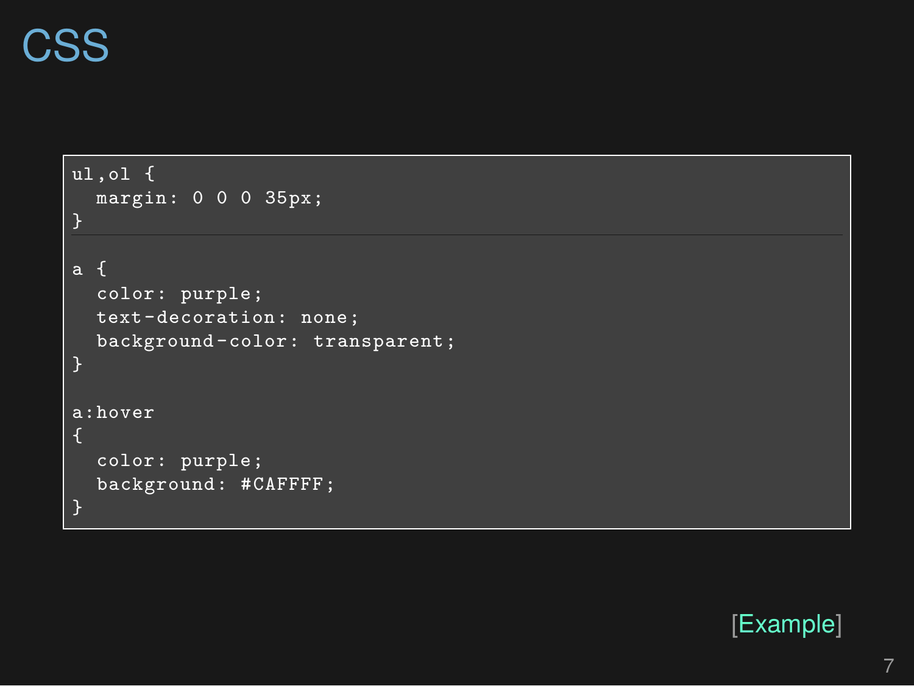# CSS

```css
ul,ol {
  margin: 0 0 0 35px;
}

a {
  color: purple;
  text-decoration: none;
  background-color: transparent;
}

a:hover
{
  color: purple;
  background: #CAFFFF;
}
```

[Example]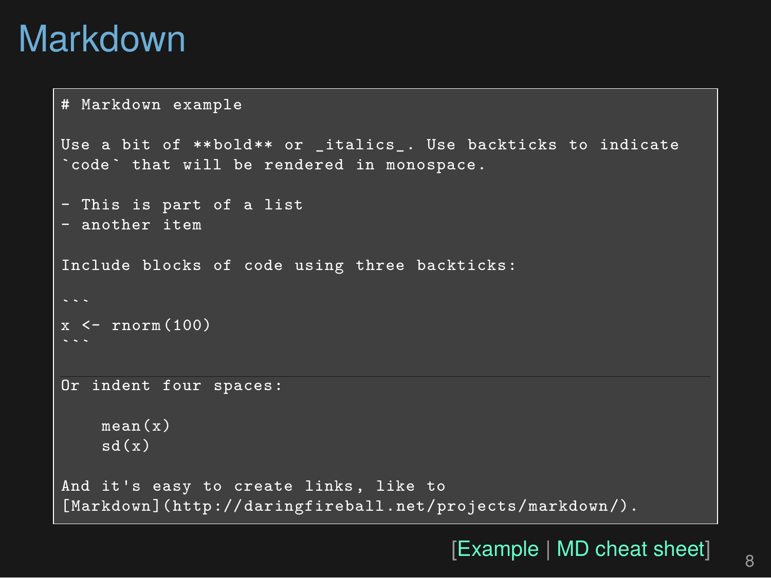# Markdown

````
# Markdown example

Use a bit of **bold** or _italics_. Use backticks to indicate
`code` that will be rendered in monospace.

- This is part of a list
- another item

Include blocks of code using three backticks:

```
x <- rnorm(100)
```

Or indent four spaces:

    mean(x)
    sd(x)

And it's easy to create links, like to
[Markdown](http://daringfireball.net/projects/markdown/).
````

[Example | MD cheat sheet]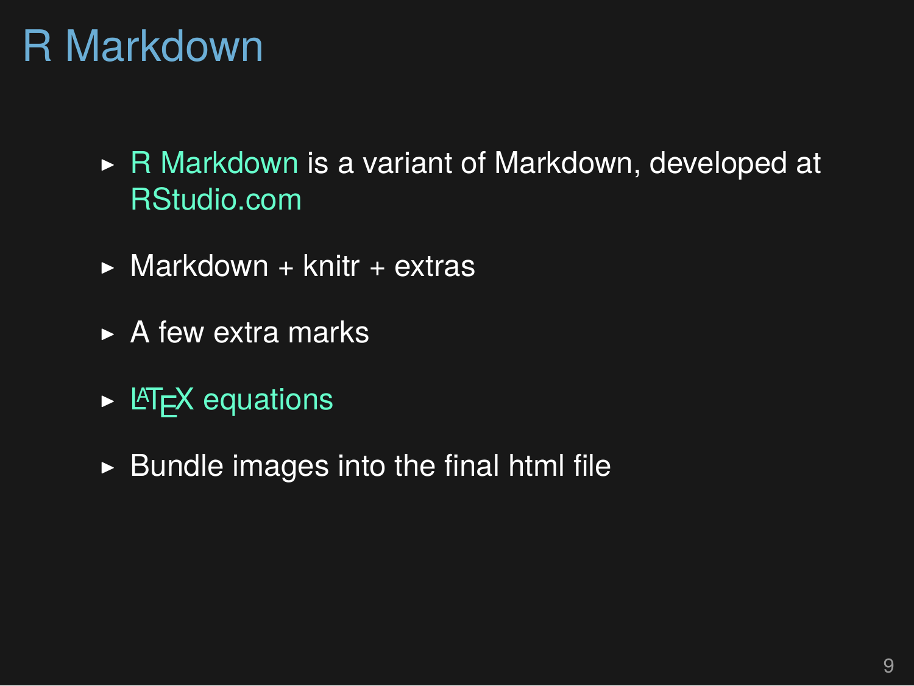# R Markdown

- R Markdown is a variant of Markdown, developed at RStudio.com
- Markdown + knitr + extras
- A few extra marks
- LaTeX equations
- Bundle images into the final html file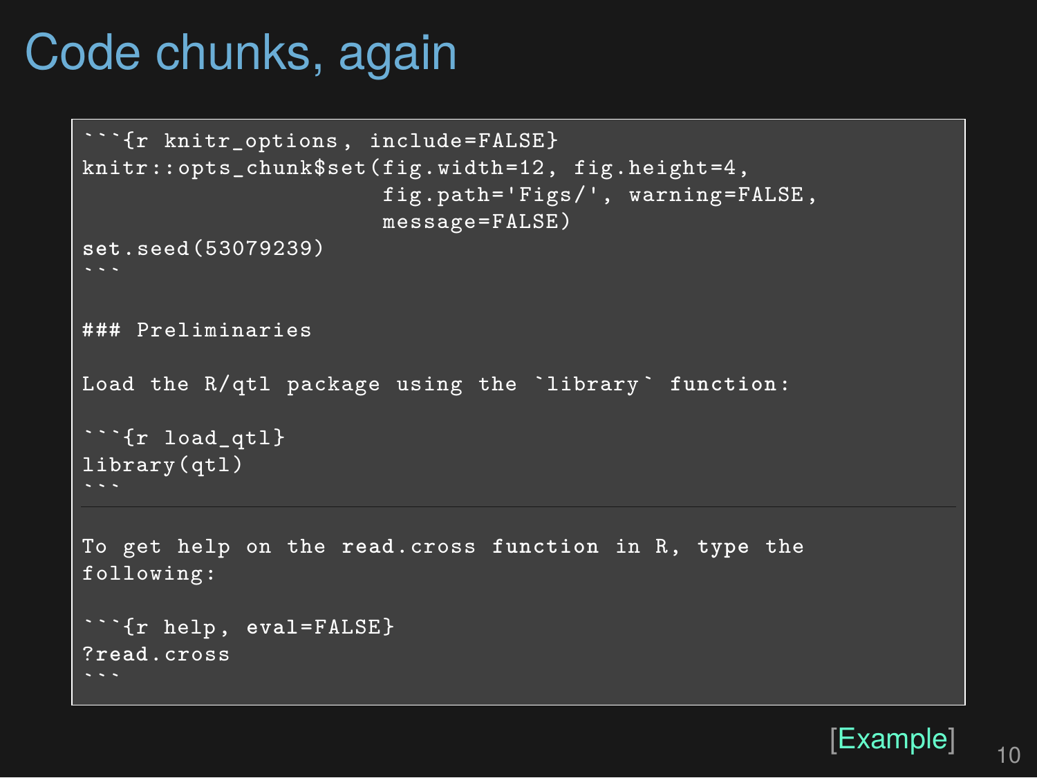# Code chunks, again

````
```{r knitr_options, include=FALSE}
knitr::opts_chunk$set(fig.width=12, fig.height=4,
                      fig.path='Figs/', warning=FALSE,
                      message=FALSE)
set.seed(53079239)
```

### Preliminaries

Load the R/qtl package using the `library` function:

```{r load_qtl}
library(qtl)
```
````

````
To get help on the read.cross function in R, type the
following:

```{r help, eval=FALSE}
?read.cross
```
````

[Example]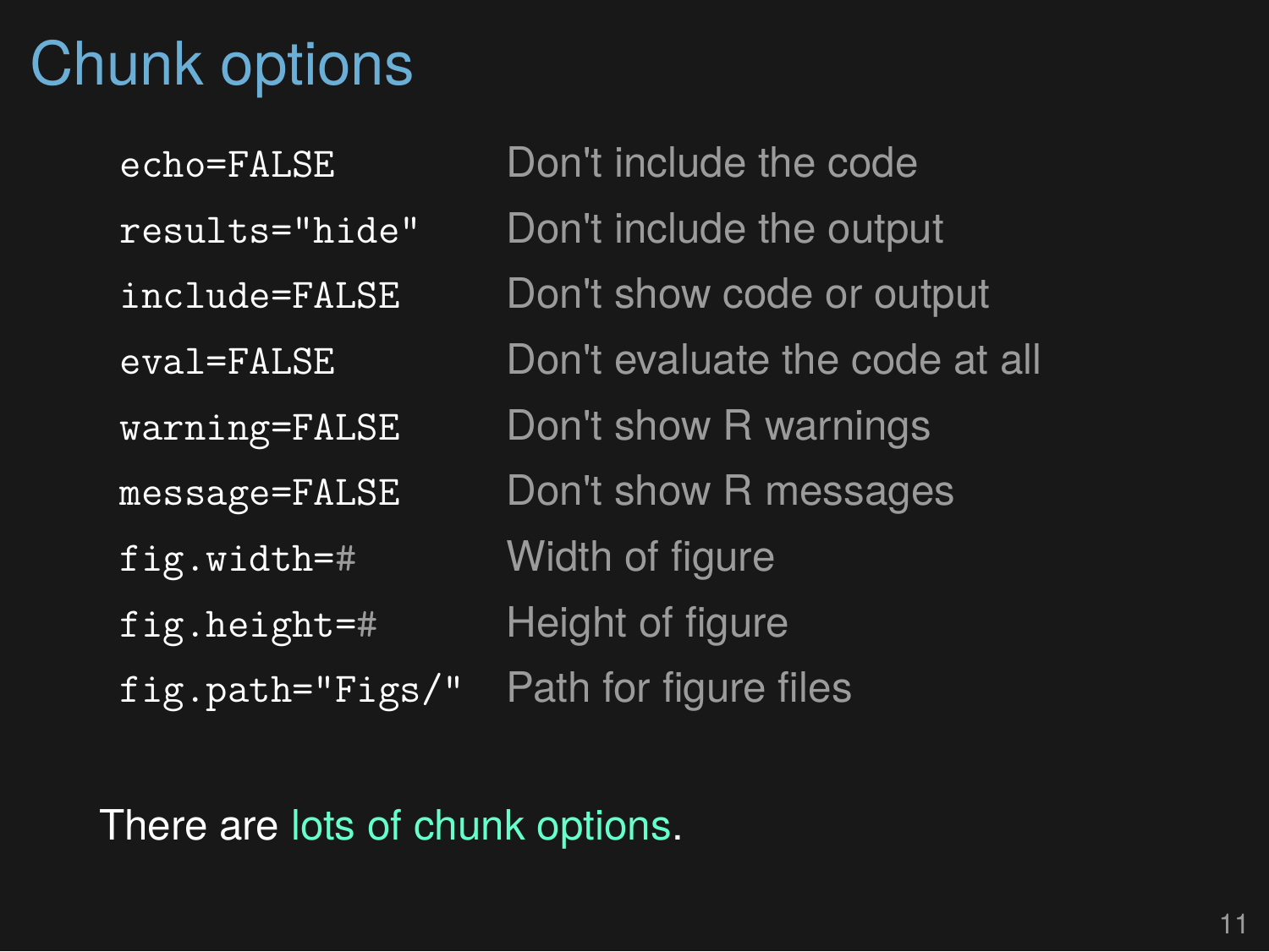# Chunk options

| | |
|---|---|
| `echo=FALSE` | Don't include the code |
| `results="hide"` | Don't include the output |
| `include=FALSE` | Don't show code or output |
| `eval=FALSE` | Don't evaluate the code at all |
| `warning=FALSE` | Don't show R warnings |
| `message=FALSE` | Don't show R messages |
| `fig.width=#` | Width of figure |
| `fig.height=#` | Height of figure |
| `fig.path="Figs/"` | Path for figure files |

There are lots of chunk options.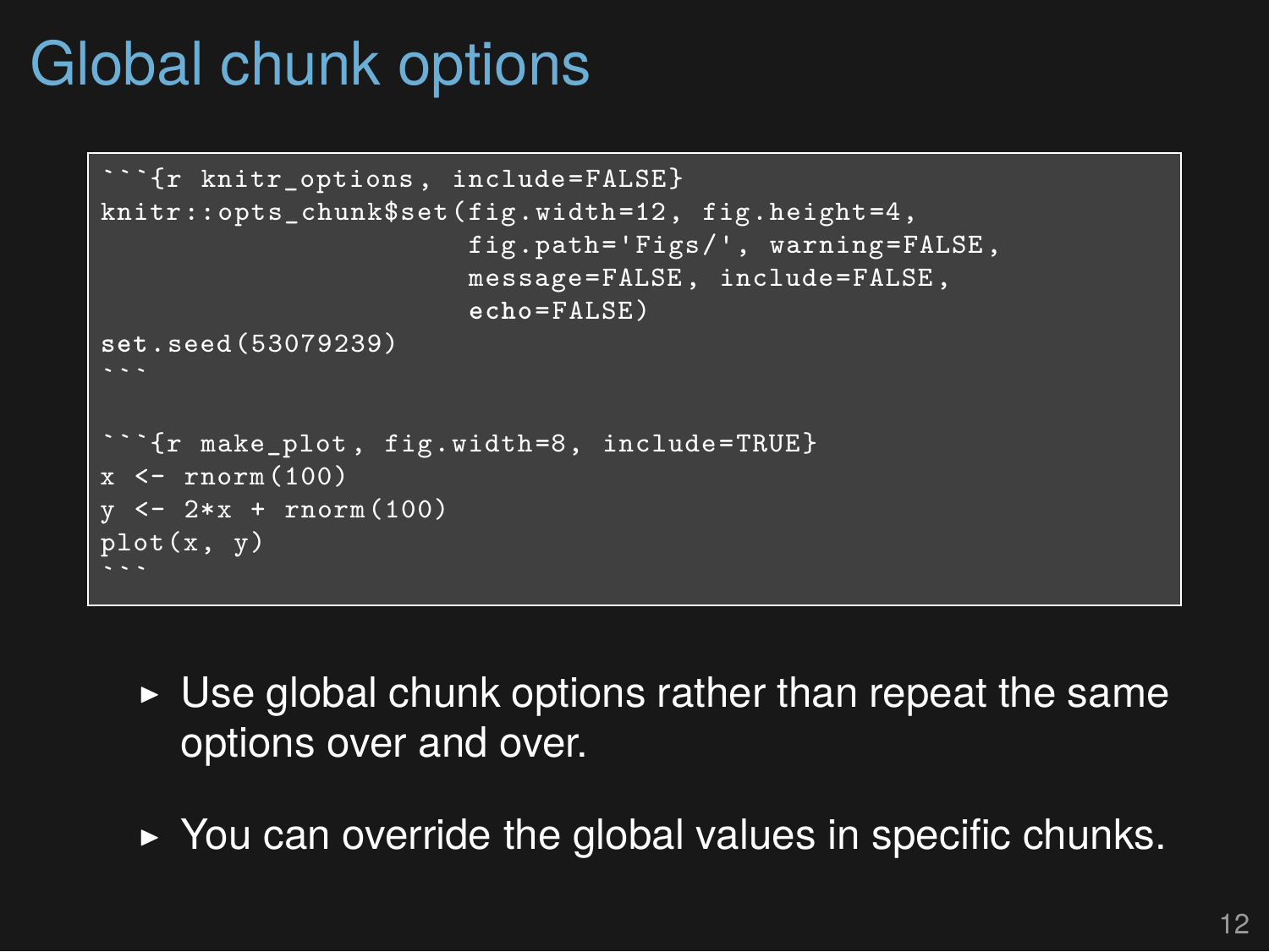# Global chunk options

````
```{r knitr_options, include=FALSE}
knitr::opts_chunk$set(fig.width=12, fig.height=4,
                      fig.path='Figs/', warning=FALSE,
                      message=FALSE, include=FALSE,
                      echo=FALSE)
set.seed(53079239)
```

```{r make_plot, fig.width=8, include=TRUE}
x <- rnorm(100)
y <- 2*x + rnorm(100)
plot(x, y)
```
````

- Use global chunk options rather than repeat the same options over and over.
- You can override the global values in specific chunks.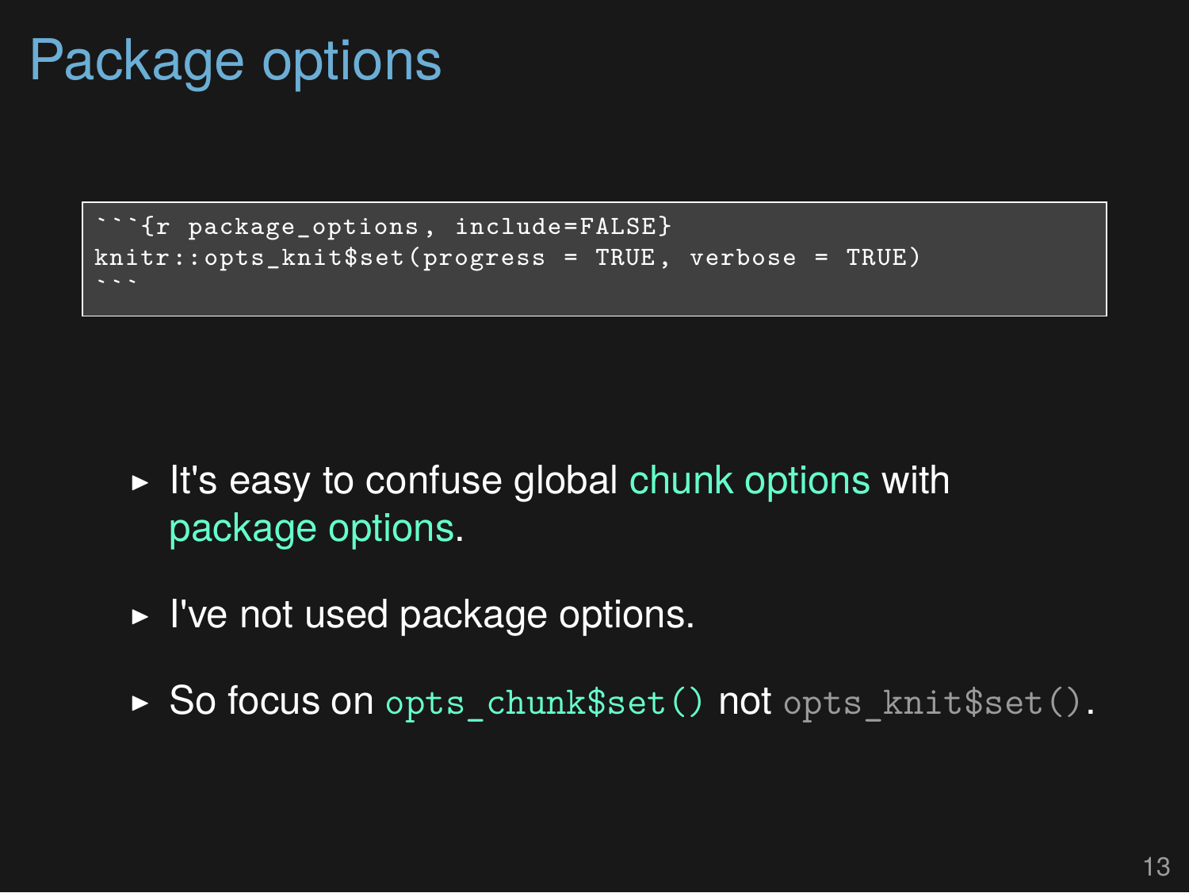# Package options

````
```{r package_options, include=FALSE}
knitr::opts_knit$set(progress = TRUE, verbose = TRUE)
```
````

- It's easy to confuse global chunk options with package options.
- I've not used package options.
- So focus on `opts_chunk$set()` not `opts_knit$set()`.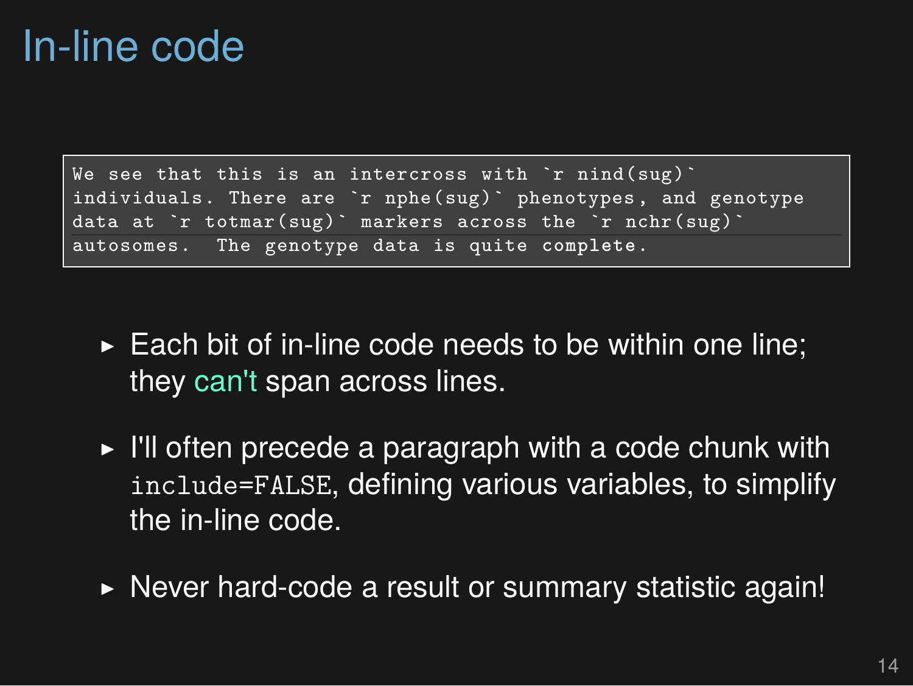# In-line code

```
We see that this is an intercross with `r nind(sug)`
individuals. There are `r nphe(sug)` phenotypes, and genotype
data at `r totmar(sug)` markers across the `r nchr(sug)`
autosomes. The genotype data is quite complete.
```

- Each bit of in-line code needs to be within one line; they can't span across lines.
- I'll often precede a paragraph with a code chunk with `include=FALSE`, defining various variables, to simplify the in-line code.
- Never hard-code a result or summary statistic again!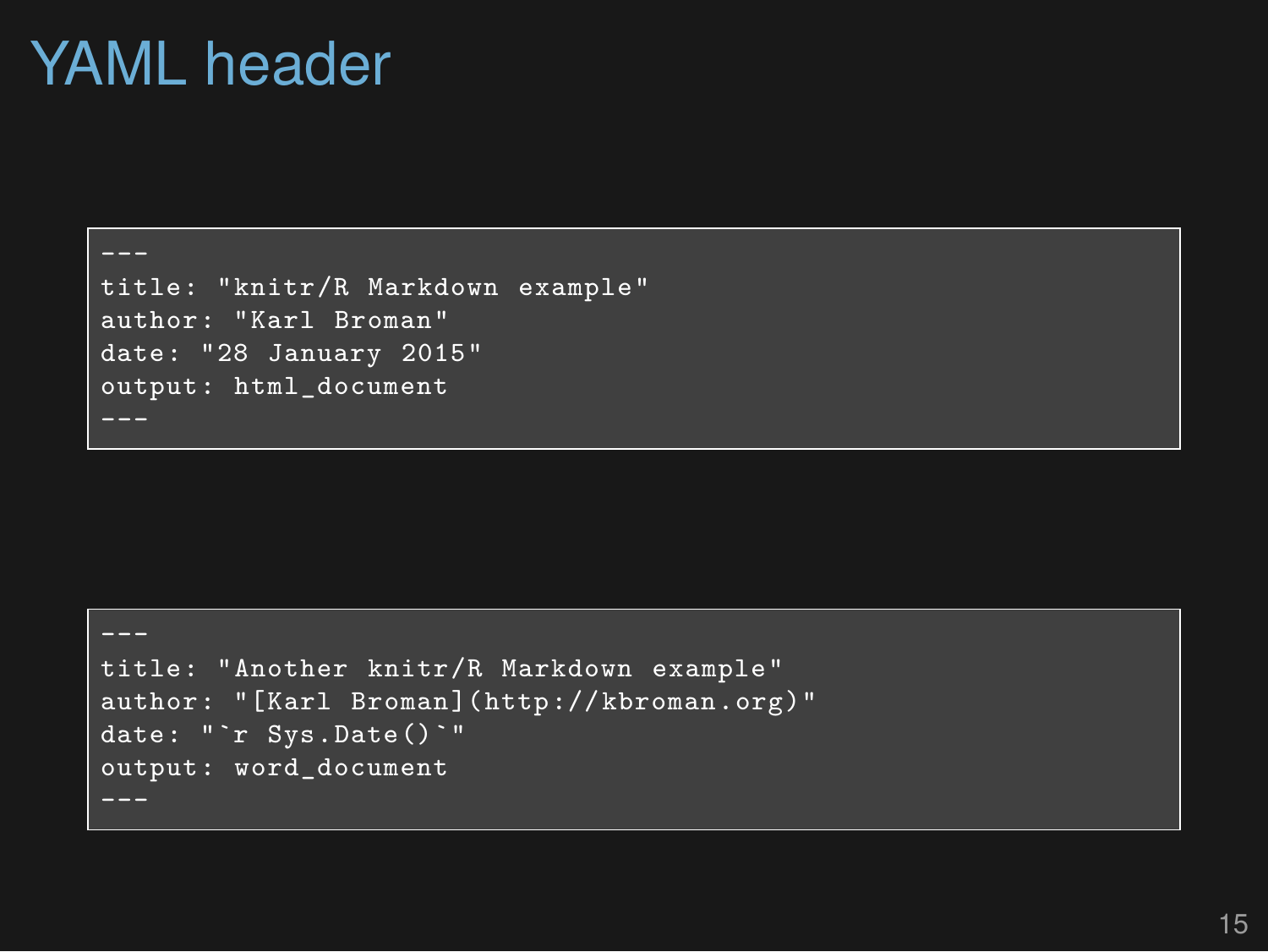# YAML header

```
---
title: "knitr/R Markdown example"
author: "Karl Broman"
date: "28 January 2015"
output: html_document
---
```

```
---
title: "Another knitr/R Markdown example"
author: "[Karl Broman](http://kbroman.org)"
date: "`r Sys.Date()`"
output: word_document
---
```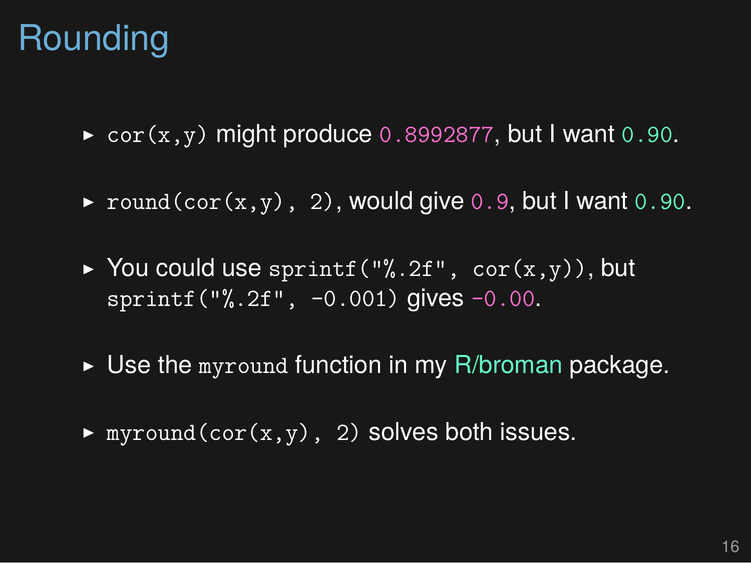# Rounding

- `cor(x,y)` might produce `0.8992877`, but I want `0.90`.
- `round(cor(x,y), 2)`, would give `0.9`, but I want `0.90`.
- You could use `sprintf("%.2f", cor(x,y))`, but `sprintf("%.2f", -0.001)` gives `-0.00`.
- Use the `myround` function in my R/broman package.
- `myround(cor(x,y), 2)` solves both issues.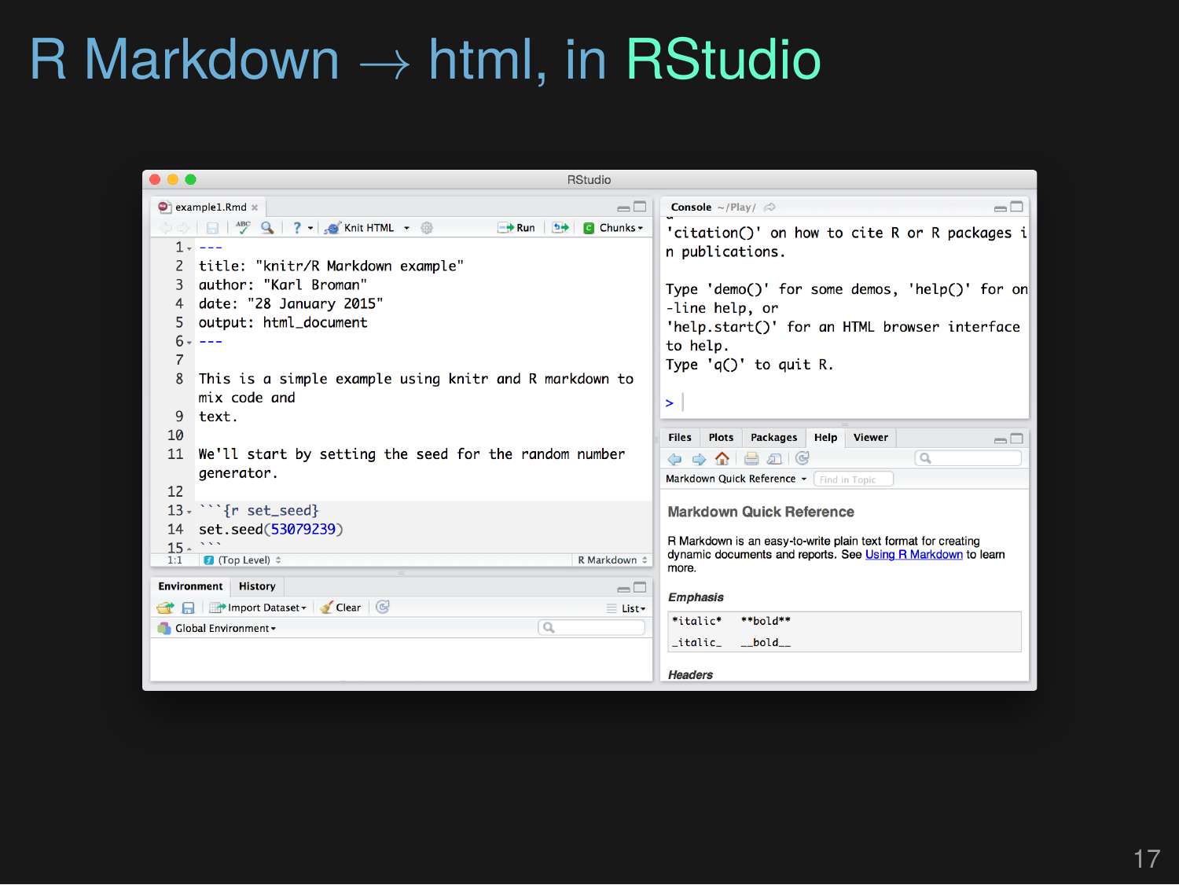# R Markdown → html, in RStudio

```
---
title: "knitr/R Markdown example"
author: "Karl Broman"
date: "28 January 2015"
output: html_document
---

This is a simple example using knitr and R markdown to mix code and
text.

We'll start by setting the seed for the random number generator.

```{r set_seed}
set.seed(53079239)
```
```

```
'citation()' on how to cite R or R packages in publications.

Type 'demo()' for some demos, 'help()' for on-line help, or
'help.start()' for an HTML browser interface to help.
Type 'q()' to quit R.

>
```

**Markdown Quick Reference**

R Markdown is an easy-to-write plain text format for creating dynamic documents and reports. See Using R Markdown to learn more.

*Emphasis*

```
*italic*   **bold**

_italic_   __bold__
```

*Headers*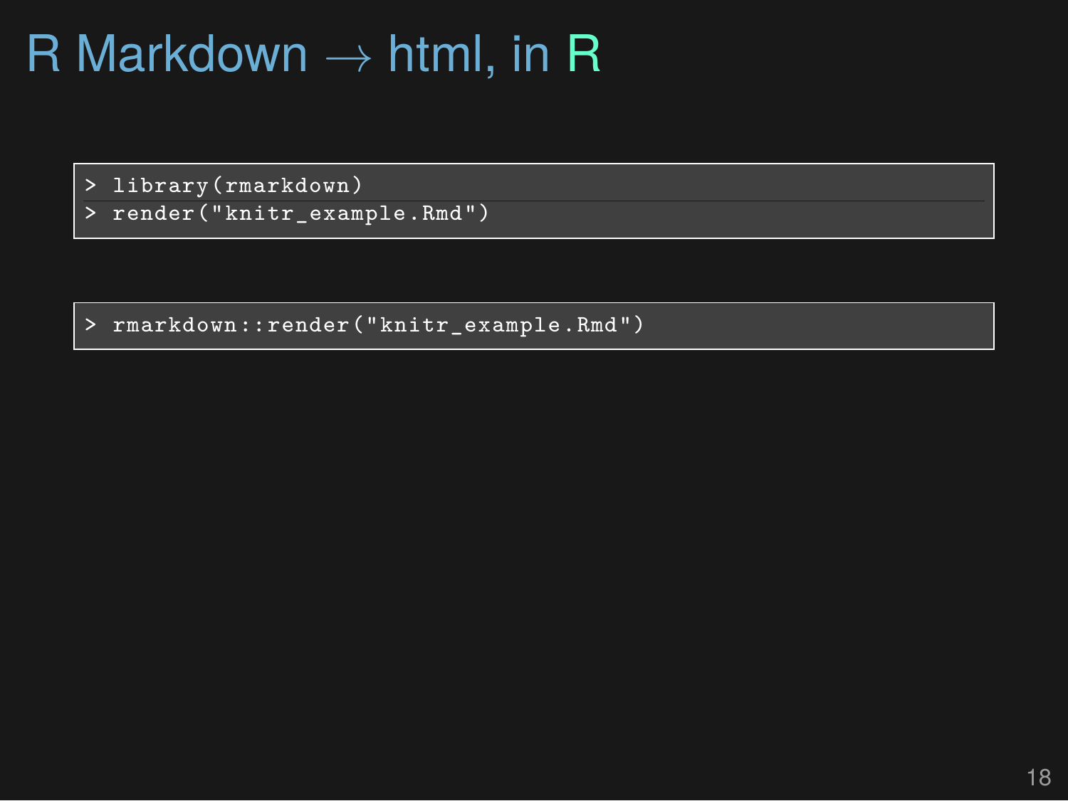# R Markdown → html, in R

```
> library(rmarkdown)
> render("knitr_example.Rmd")
```

```
> rmarkdown::render("knitr_example.Rmd")
```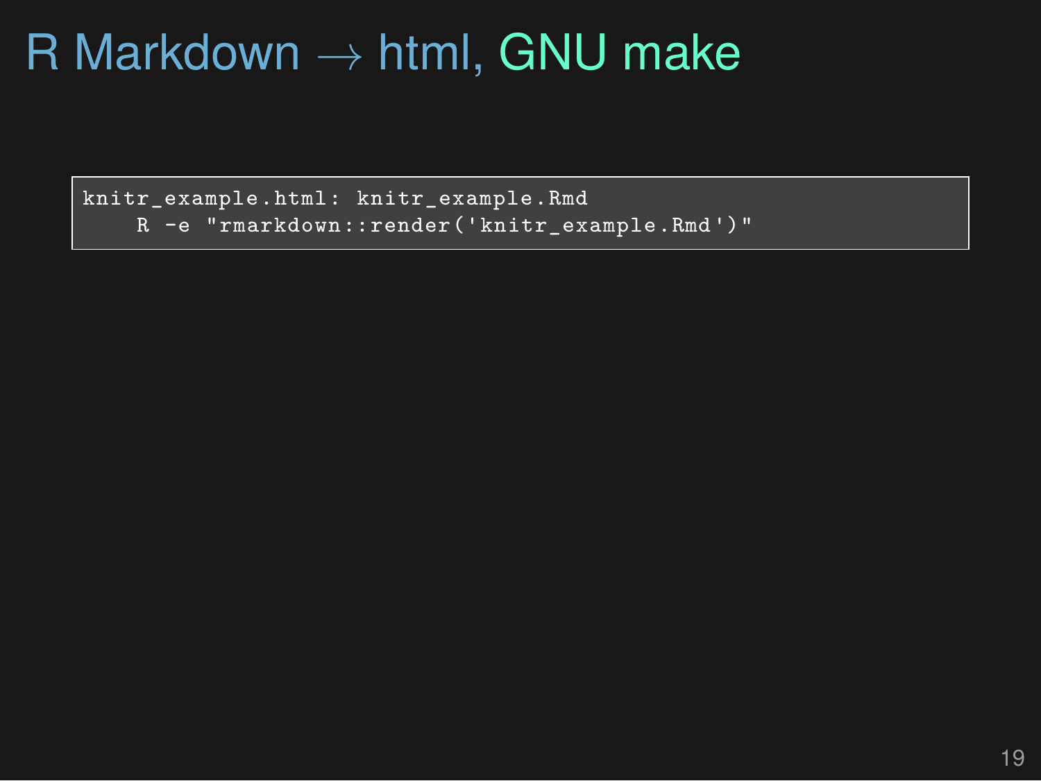# R Markdown → html, GNU make

```
knitr_example.html: knitr_example.Rmd
    R -e "rmarkdown::render('knitr_example.Rmd')"
```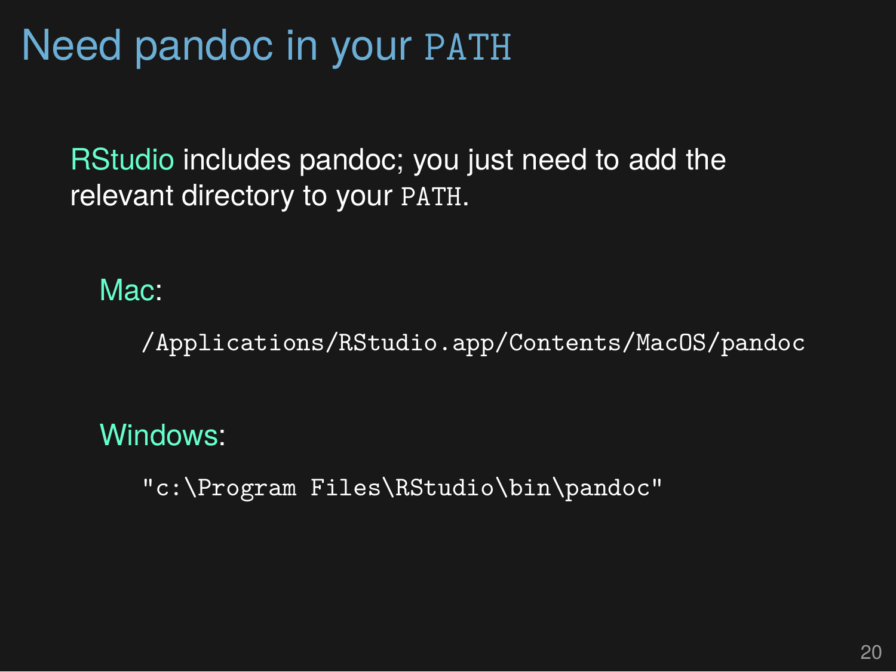# Need pandoc in your `PATH`

RStudio includes pandoc; you just need to add the relevant directory to your `PATH`.

Mac:

```
/Applications/RStudio.app/Contents/MacOS/pandoc
```

Windows:

```
"c:\Program Files\RStudio\bin\pandoc"
```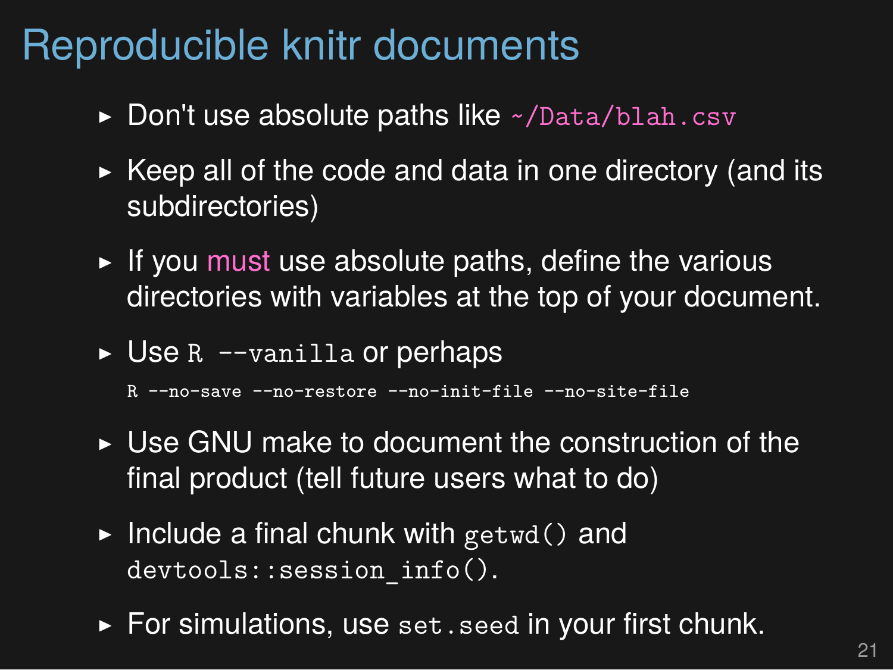# Reproducible knitr documents

- Don't use absolute paths like `~/Data/blah.csv`
- Keep all of the code and data in one directory (and its subdirectories)
- If you *must* use absolute paths, define the various directories with variables at the top of your document.
- Use `R --vanilla` or perhaps

  `R --no-save --no-restore --no-init-file --no-site-file`
- Use GNU make to document the construction of the final product (tell future users what to do)
- Include a final chunk with `getwd()` and `devtools::session_info()`.
- For simulations, use `set.seed` in your first chunk.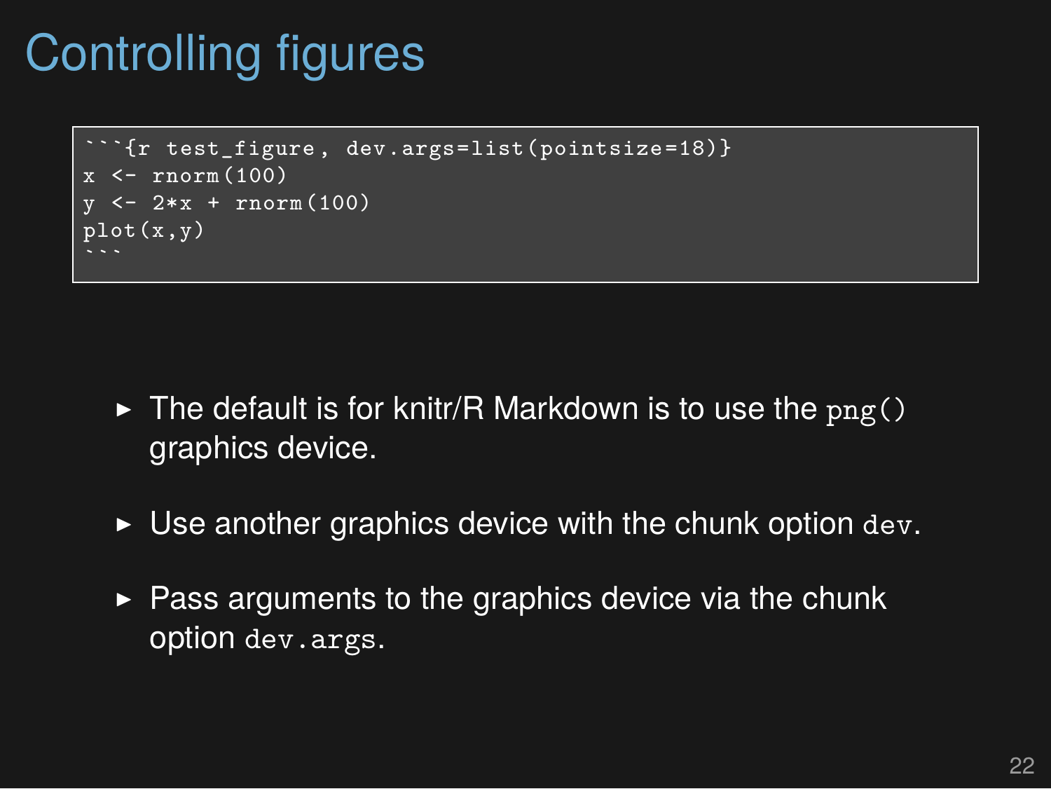# Controlling figures

````
```{r test_figure, dev.args=list(pointsize=18)}
x <- rnorm(100)
y <- 2*x + rnorm(100)
plot(x,y)
```
````

- The default is for knitr/R Markdown is to use the `png()` graphics device.
- Use another graphics device with the chunk option `dev`.
- Pass arguments to the graphics device via the chunk option `dev.args`.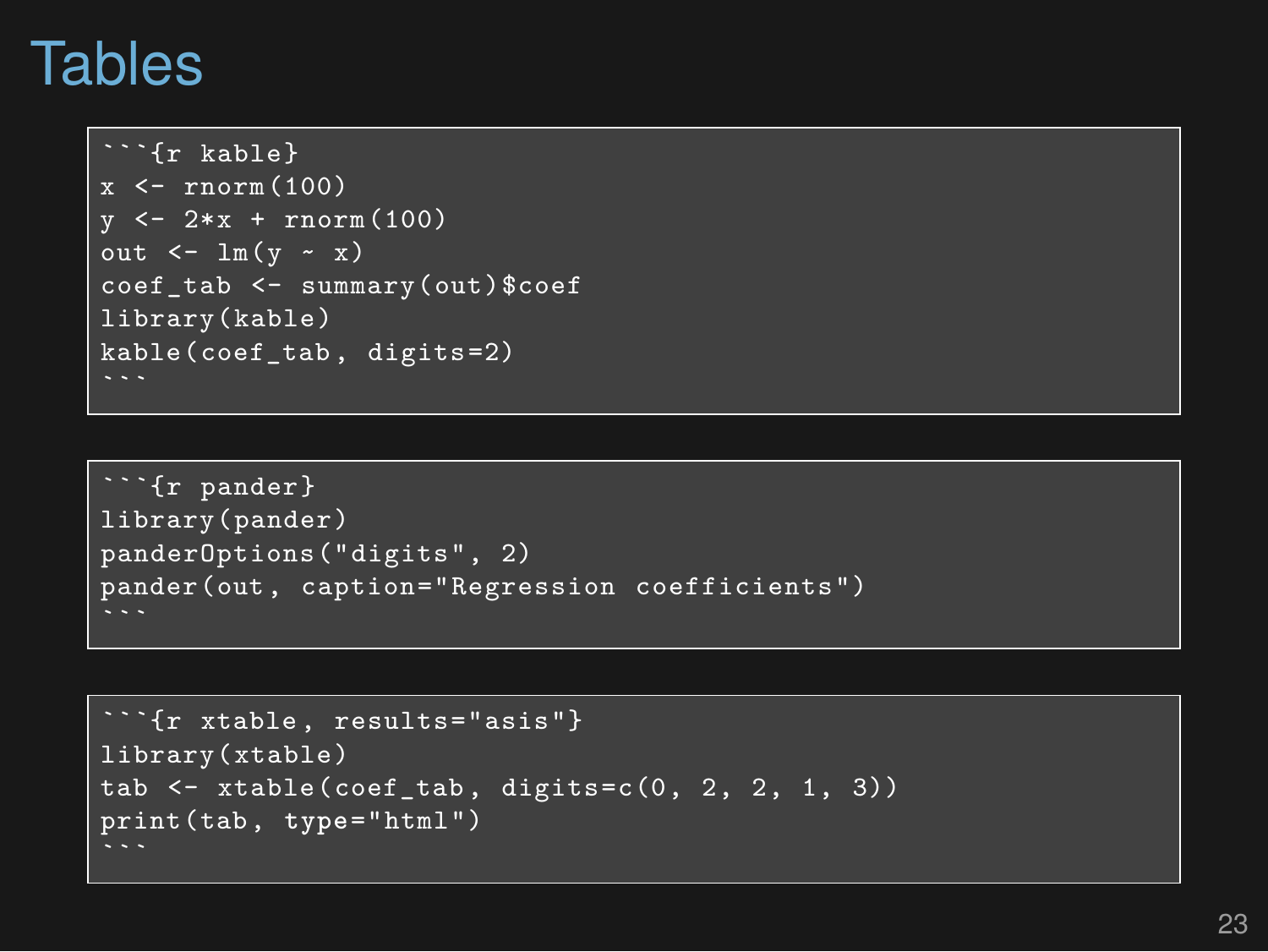# Tables

````
```{r kable}
x <- rnorm(100)
y <- 2*x + rnorm(100)
out <- lm(y ~ x)
coef_tab <- summary(out)$coef
library(kable)
kable(coef_tab, digits=2)
```
````

````
```{r pander}
library(pander)
panderOptions("digits", 2)
pander(out, caption="Regression coefficients")
```
````

````
```{r xtable, results="asis"}
library(xtable)
tab <- xtable(coef_tab, digits=c(0, 2, 2, 1, 3))
print(tab, type="html")
```
````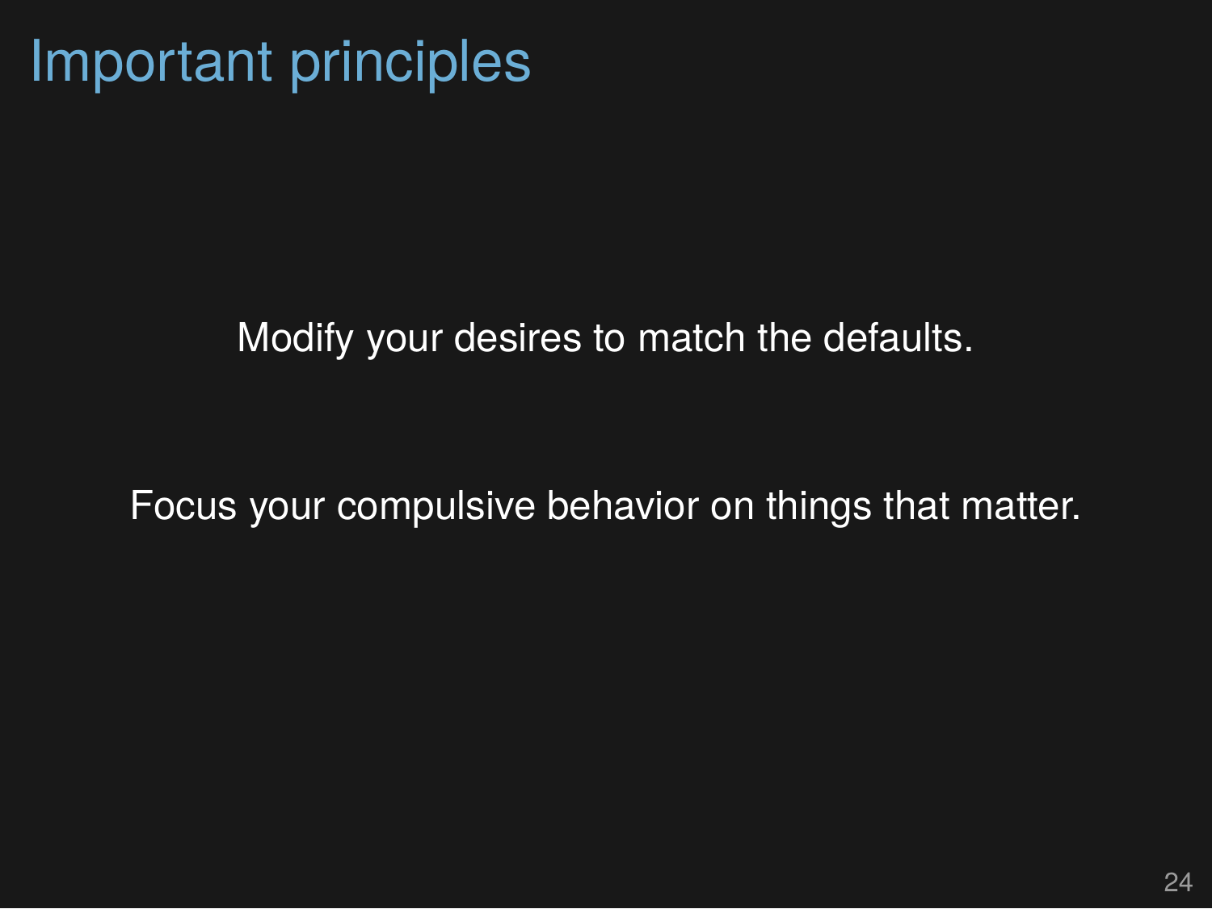# Important principles

Modify your desires to match the defaults.

Focus your compulsive behavior on things that matter.